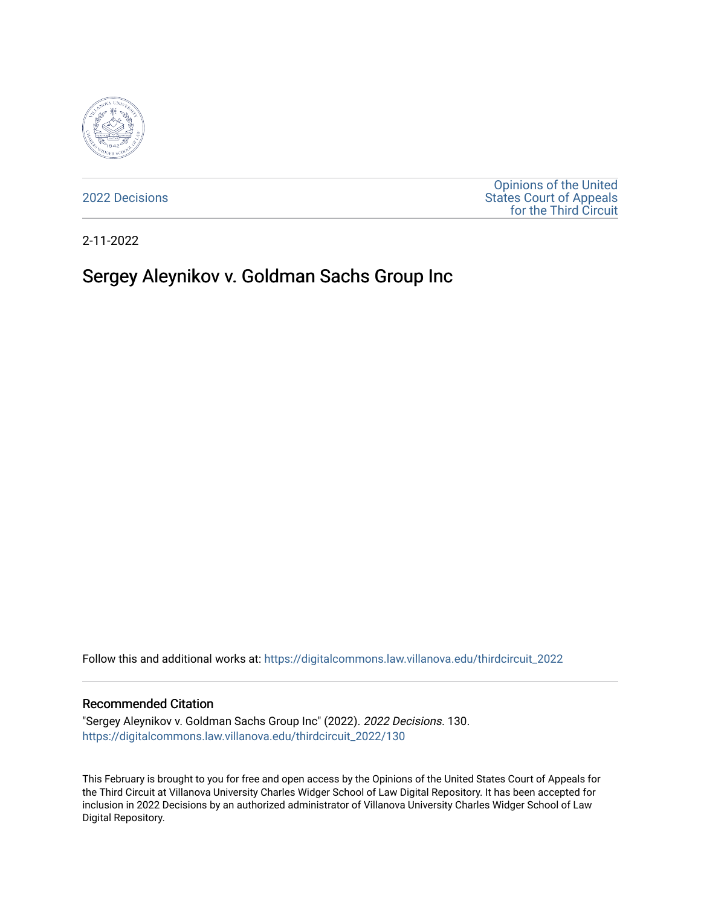2022 Decisions

Opinions of the United States Court of Appeals for the Third Circuit

2-11-2022

# Sergey Aleynikov v. Goldman Sachs Group Inc

Follow this and additional works at: https://digitalcommons.law.villanova.edu/thirdcircuit_2022

## Recommended Citation

"Sergey Aleynikov v. Goldman Sachs Group Inc" (2022). *2022 Decisions*. 130.
https://digitalcommons.law.villanova.edu/thirdcircuit_2022/130

This February is brought to you for free and open access by the Opinions of the United States Court of Appeals for the Third Circuit at Villanova University Charles Widger School of Law Digital Repository. It has been accepted for inclusion in 2022 Decisions by an authorized administrator of Villanova University Charles Widger School of Law Digital Repository.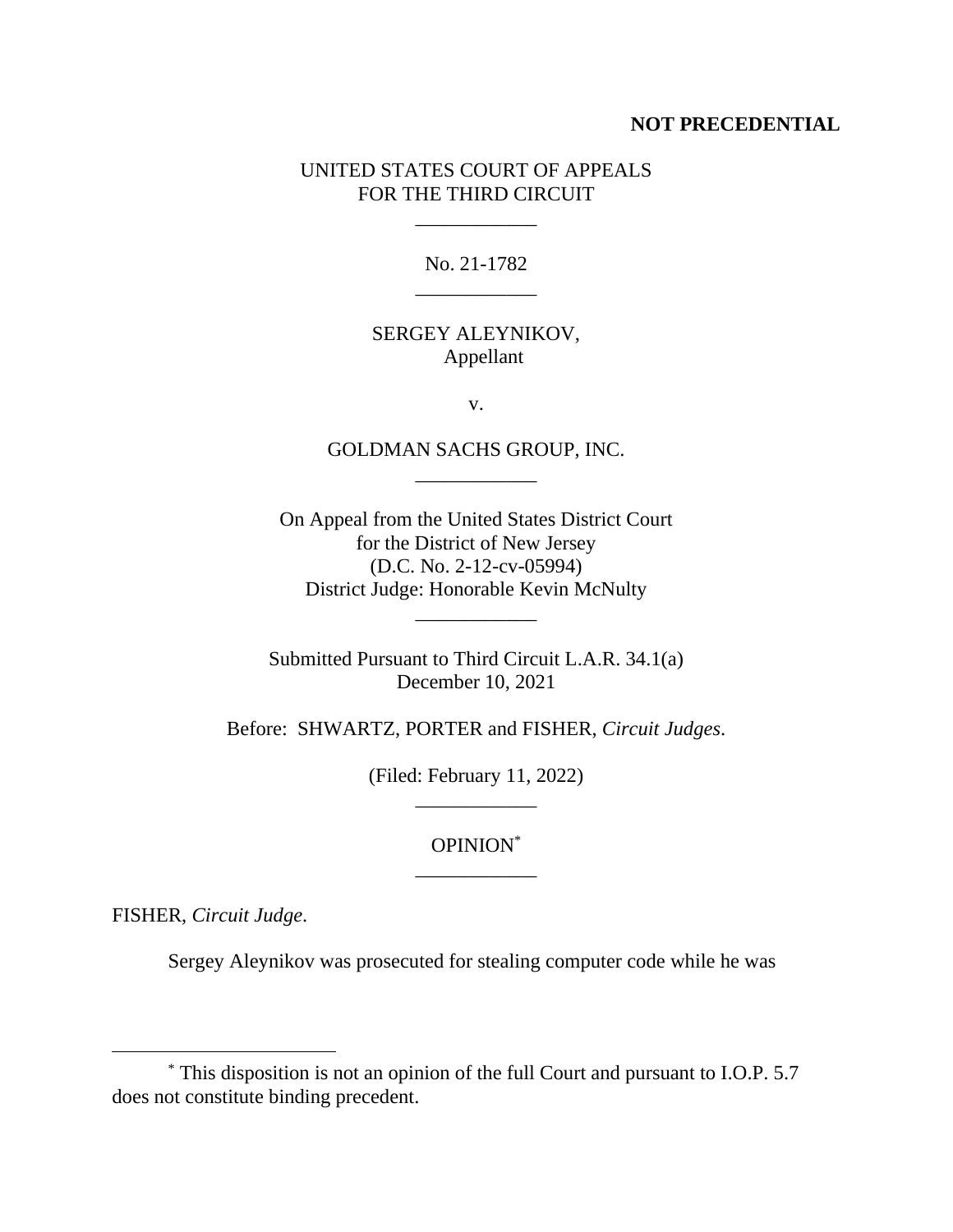**NOT PRECEDENTIAL**

UNITED STATES COURT OF APPEALS
FOR THE THIRD CIRCUIT

\_\_\_\_\_\_\_\_\_\_\_\_

No. 21-1782

\_\_\_\_\_\_\_\_\_\_\_\_

SERGEY ALEYNIKOV,
Appellant

v.

GOLDMAN SACHS GROUP, INC.

\_\_\_\_\_\_\_\_\_\_\_\_

On Appeal from the United States District Court
for the District of New Jersey
(D.C. No. 2-12-cv-05994)
District Judge: Honorable Kevin McNulty

\_\_\_\_\_\_\_\_\_\_\_\_

Submitted Pursuant to Third Circuit L.A.R. 34.1(a)
December 10, 2021

Before: SHWARTZ, PORTER and FISHER, *Circuit Judges*.

(Filed: February 11, 2022)

\_\_\_\_\_\_\_\_\_\_\_\_

OPINION*

\_\_\_\_\_\_\_\_\_\_\_\_

FISHER, *Circuit Judge*.

Sergey Aleynikov was prosecuted for stealing computer code while he was

---

* This disposition is not an opinion of the full Court and pursuant to I.O.P. 5.7 does not constitute binding precedent.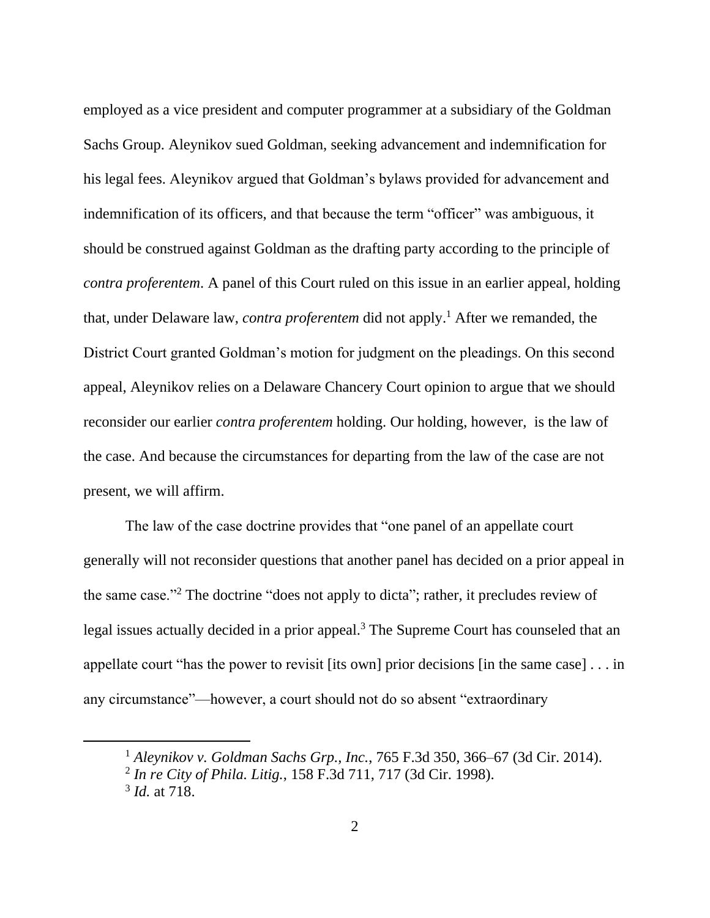employed as a vice president and computer programmer at a subsidiary of the Goldman Sachs Group. Aleynikov sued Goldman, seeking advancement and indemnification for his legal fees. Aleynikov argued that Goldman's bylaws provided for advancement and indemnification of its officers, and that because the term "officer" was ambiguous, it should be construed against Goldman as the drafting party according to the principle of *contra proferentem*. A panel of this Court ruled on this issue in an earlier appeal, holding that, under Delaware law, *contra proferentem* did not apply.[1] After we remanded, the District Court granted Goldman's motion for judgment on the pleadings. On this second appeal, Aleynikov relies on a Delaware Chancery Court opinion to argue that we should reconsider our earlier *contra proferentem* holding. Our holding, however, is the law of the case. And because the circumstances for departing from the law of the case are not present, we will affirm.

The law of the case doctrine provides that "one panel of an appellate court generally will not reconsider questions that another panel has decided on a prior appeal in the same case."[2] The doctrine "does not apply to dicta"; rather, it precludes review of legal issues actually decided in a prior appeal.[3] The Supreme Court has counseled that an appellate court "has the power to revisit [its own] prior decisions [in the same case] . . . in any circumstance"—however, a court should not do so absent "extraordinary

---

[1] *Aleynikov v. Goldman Sachs Grp., Inc.*, 765 F.3d 350, 366–67 (3d Cir. 2014).

[2] *In re City of Phila. Litig.*, 158 F.3d 711, 717 (3d Cir. 1998).

[3] *Id.* at 718.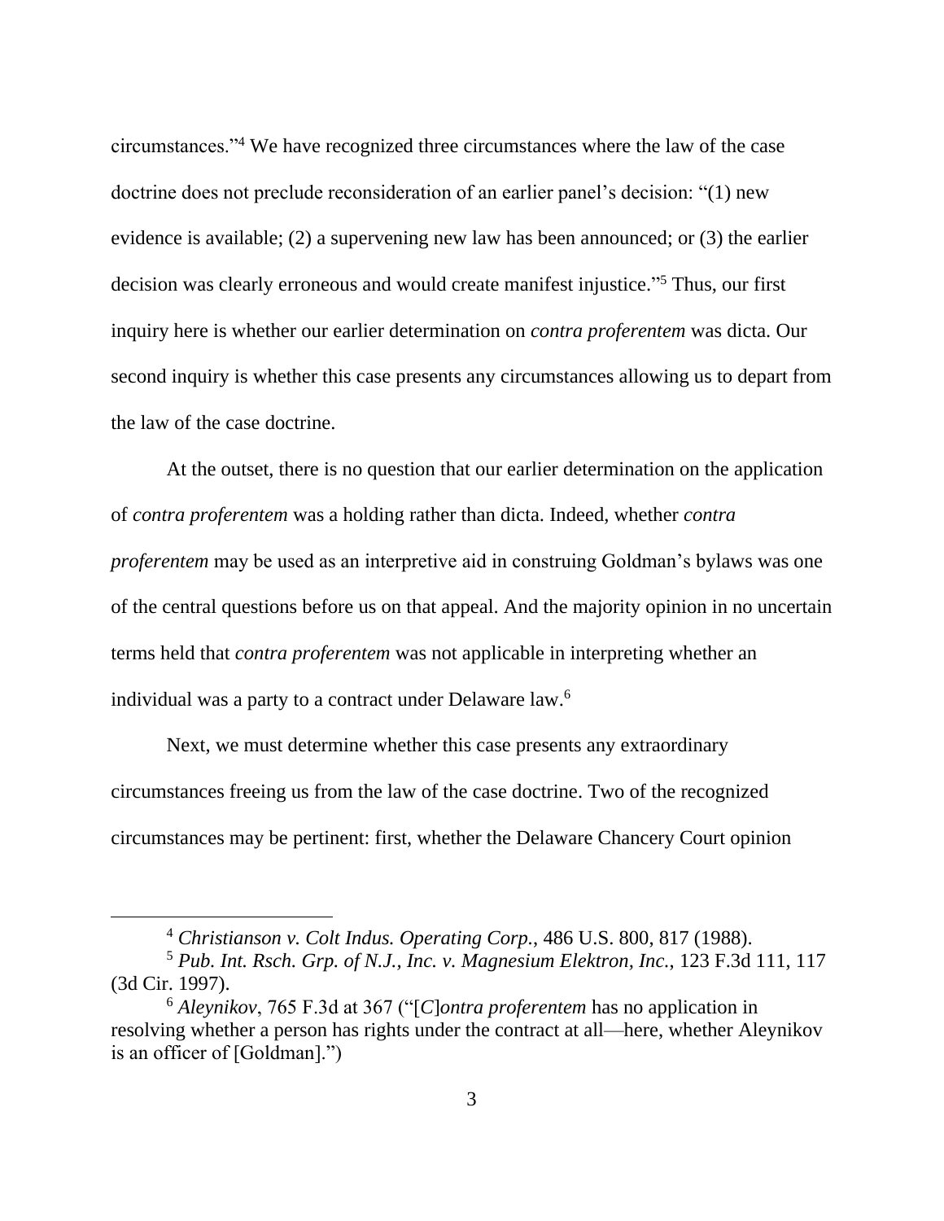circumstances."[4] We have recognized three circumstances where the law of the case doctrine does not preclude reconsideration of an earlier panel's decision: "(1) new evidence is available; (2) a supervening new law has been announced; or (3) the earlier decision was clearly erroneous and would create manifest injustice."[5] Thus, our first inquiry here is whether our earlier determination on *contra proferentem* was dicta. Our second inquiry is whether this case presents any circumstances allowing us to depart from the law of the case doctrine.

At the outset, there is no question that our earlier determination on the application of *contra proferentem* was a holding rather than dicta. Indeed, whether *contra proferentem* may be used as an interpretive aid in construing Goldman's bylaws was one of the central questions before us on that appeal. And the majority opinion in no uncertain terms held that *contra proferentem* was not applicable in interpreting whether an individual was a party to a contract under Delaware law.[6]

Next, we must determine whether this case presents any extraordinary circumstances freeing us from the law of the case doctrine. Two of the recognized circumstances may be pertinent: first, whether the Delaware Chancery Court opinion

---

[4] *Christianson v. Colt Indus. Operating Corp.*, 486 U.S. 800, 817 (1988).

[5] *Pub. Int. Rsch. Grp. of N.J., Inc. v. Magnesium Elektron, Inc.*, 123 F.3d 111, 117 (3d Cir. 1997).

[6] *Aleynikov*, 765 F.3d at 367 ("[*C*]*ontra proferentem* has no application in resolving whether a person has rights under the contract at all—here, whether Aleynikov is an officer of [Goldman].")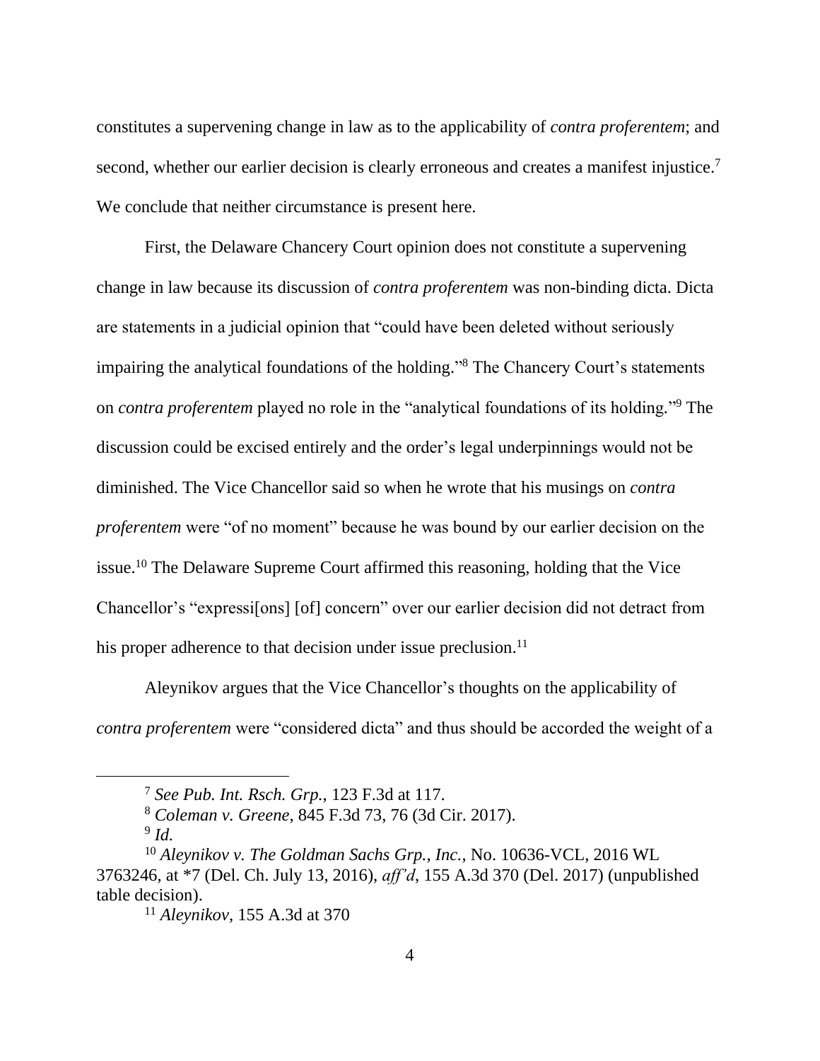constitutes a supervening change in law as to the applicability of *contra proferentem*; and second, whether our earlier decision is clearly erroneous and creates a manifest injustice.[7] We conclude that neither circumstance is present here.

First, the Delaware Chancery Court opinion does not constitute a supervening change in law because its discussion of *contra proferentem* was non-binding dicta. Dicta are statements in a judicial opinion that "could have been deleted without seriously impairing the analytical foundations of the holding."[8] The Chancery Court's statements on *contra proferentem* played no role in the "analytical foundations of its holding."[9] The discussion could be excised entirely and the order's legal underpinnings would not be diminished. The Vice Chancellor said so when he wrote that his musings on *contra proferentem* were "of no moment" because he was bound by our earlier decision on the issue.[10] The Delaware Supreme Court affirmed this reasoning, holding that the Vice Chancellor's "expressi[ons] [of] concern" over our earlier decision did not detract from his proper adherence to that decision under issue preclusion.[11]

Aleynikov argues that the Vice Chancellor's thoughts on the applicability of *contra proferentem* were "considered dicta" and thus should be accorded the weight of a

---

[7] *See Pub. Int. Rsch. Grp.*, 123 F.3d at 117.

[8] *Coleman v. Greene*, 845 F.3d 73, 76 (3d Cir. 2017).

[9] *Id.*

[10] *Aleynikov v. The Goldman Sachs Grp., Inc.*, No. 10636-VCL, 2016 WL 3763246, at *7 (Del. Ch. July 13, 2016), *aff'd*, 155 A.3d 370 (Del. 2017) (unpublished table decision).

[11] *Aleynikov*, 155 A.3d at 370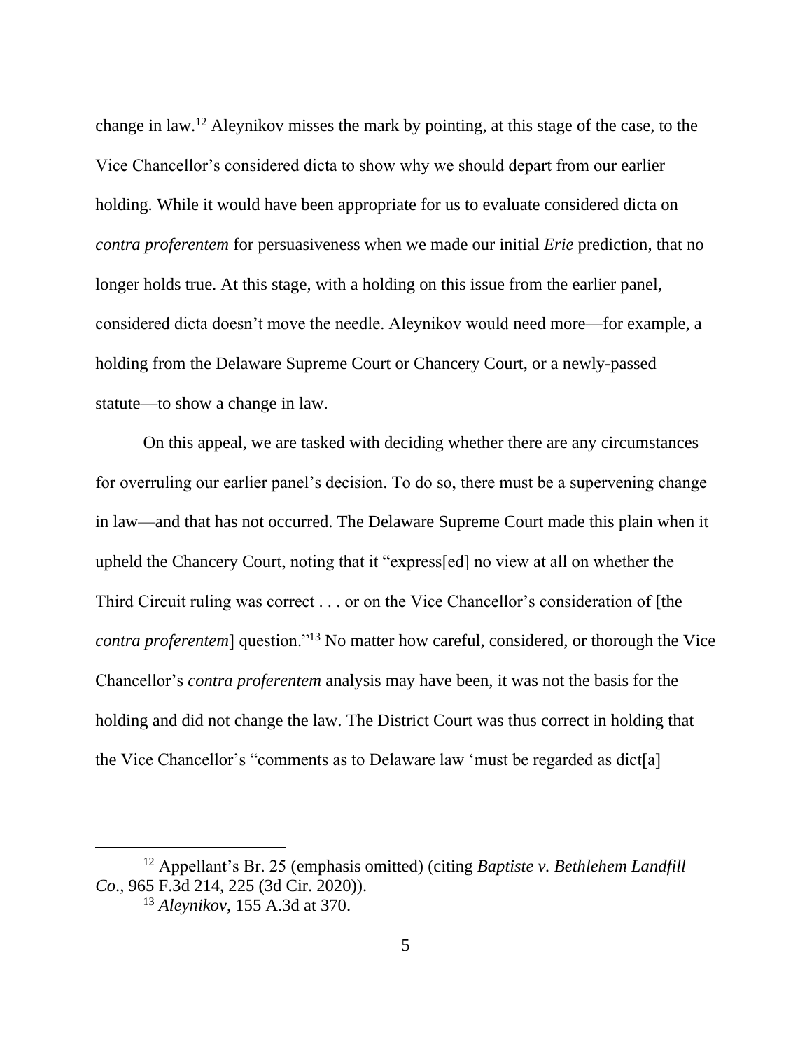change in law.[12] Aleynikov misses the mark by pointing, at this stage of the case, to the Vice Chancellor's considered dicta to show why we should depart from our earlier holding. While it would have been appropriate for us to evaluate considered dicta on *contra proferentem* for persuasiveness when we made our initial *Erie* prediction, that no longer holds true. At this stage, with a holding on this issue from the earlier panel, considered dicta doesn't move the needle. Aleynikov would need more—for example, a holding from the Delaware Supreme Court or Chancery Court, or a newly-passed statute—to show a change in law.

On this appeal, we are tasked with deciding whether there are any circumstances for overruling our earlier panel's decision. To do so, there must be a supervening change in law—and that has not occurred. The Delaware Supreme Court made this plain when it upheld the Chancery Court, noting that it "express[ed] no view at all on whether the Third Circuit ruling was correct . . . or on the Vice Chancellor's consideration of [the *contra proferentem*] question."[13] No matter how careful, considered, or thorough the Vice Chancellor's *contra proferentem* analysis may have been, it was not the basis for the holding and did not change the law. The District Court was thus correct in holding that the Vice Chancellor's "comments as to Delaware law 'must be regarded as dict[a]

---

[12] Appellant's Br. 25 (emphasis omitted) (citing *Baptiste v. Bethlehem Landfill Co*., 965 F.3d 214, 225 (3d Cir. 2020)).

[13] *Aleynikov*, 155 A.3d at 370.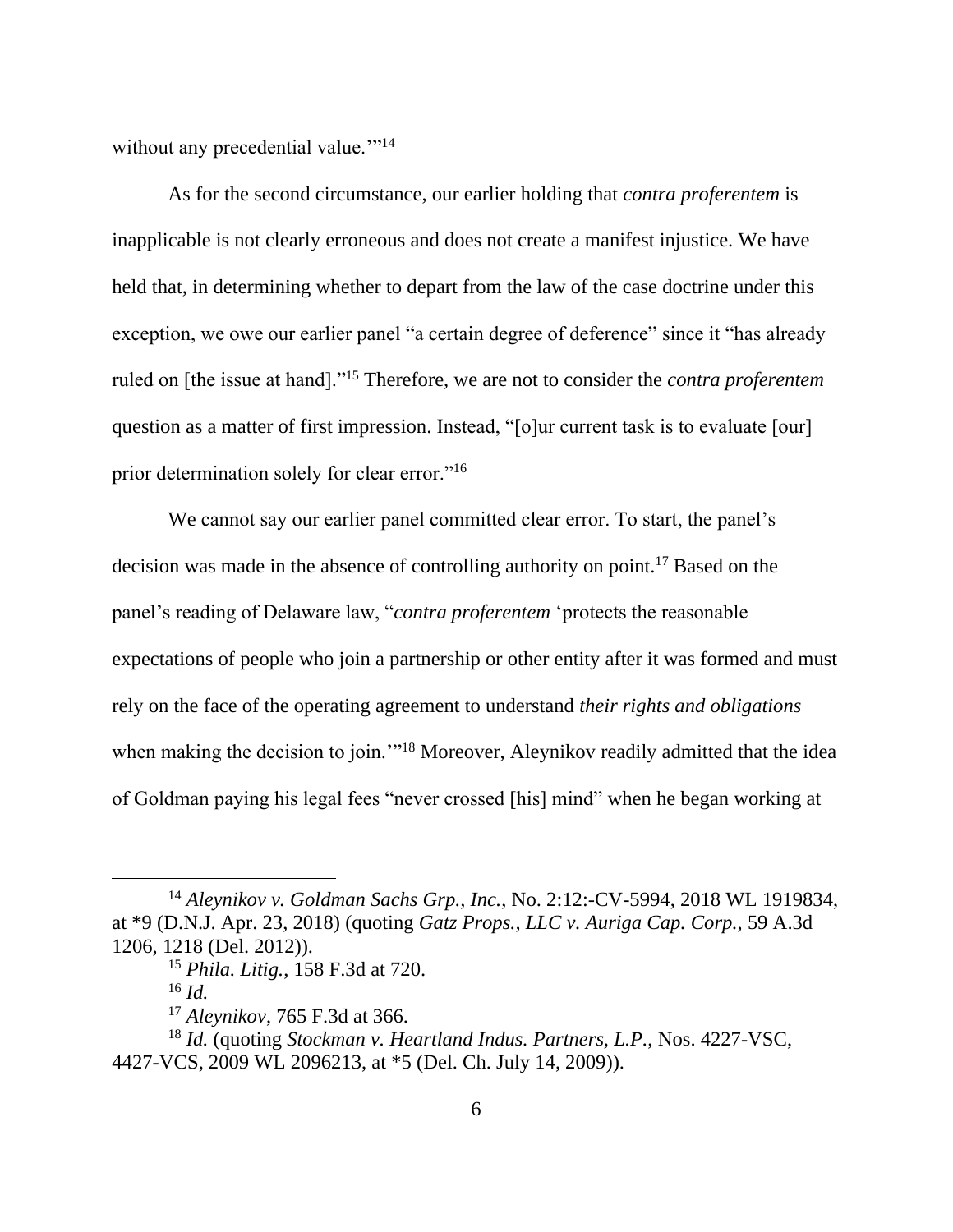without any precedential value.'"[14]

As for the second circumstance, our earlier holding that *contra proferentem* is inapplicable is not clearly erroneous and does not create a manifest injustice. We have held that, in determining whether to depart from the law of the case doctrine under this exception, we owe our earlier panel "a certain degree of deference" since it "has already ruled on [the issue at hand]."[15] Therefore, we are not to consider the *contra proferentem* question as a matter of first impression. Instead, "[o]ur current task is to evaluate [our] prior determination solely for clear error."[16]

We cannot say our earlier panel committed clear error. To start, the panel's decision was made in the absence of controlling authority on point.[17] Based on the panel's reading of Delaware law, "*contra proferentem* 'protects the reasonable expectations of people who join a partnership or other entity after it was formed and must rely on the face of the operating agreement to understand *their rights and obligations* when making the decision to join.'"[18] Moreover, Aleynikov readily admitted that the idea of Goldman paying his legal fees "never crossed [his] mind" when he began working at

---

[14] *Aleynikov v. Goldman Sachs Grp., Inc.*, No. 2:12:-CV-5994, 2018 WL 1919834, at *9 (D.N.J. Apr. 23, 2018) (quoting *Gatz Props., LLC v. Auriga Cap. Corp.*, 59 A.3d 1206, 1218 (Del. 2012)).

[15] *Phila. Litig.*, 158 F.3d at 720.

[16] *Id.*

[17] *Aleynikov*, 765 F.3d at 366.

[18] *Id.* (quoting *Stockman v. Heartland Indus. Partners, L.P.*, Nos. 4227-VSC, 4427-VCS, 2009 WL 2096213, at *5 (Del. Ch. July 14, 2009)).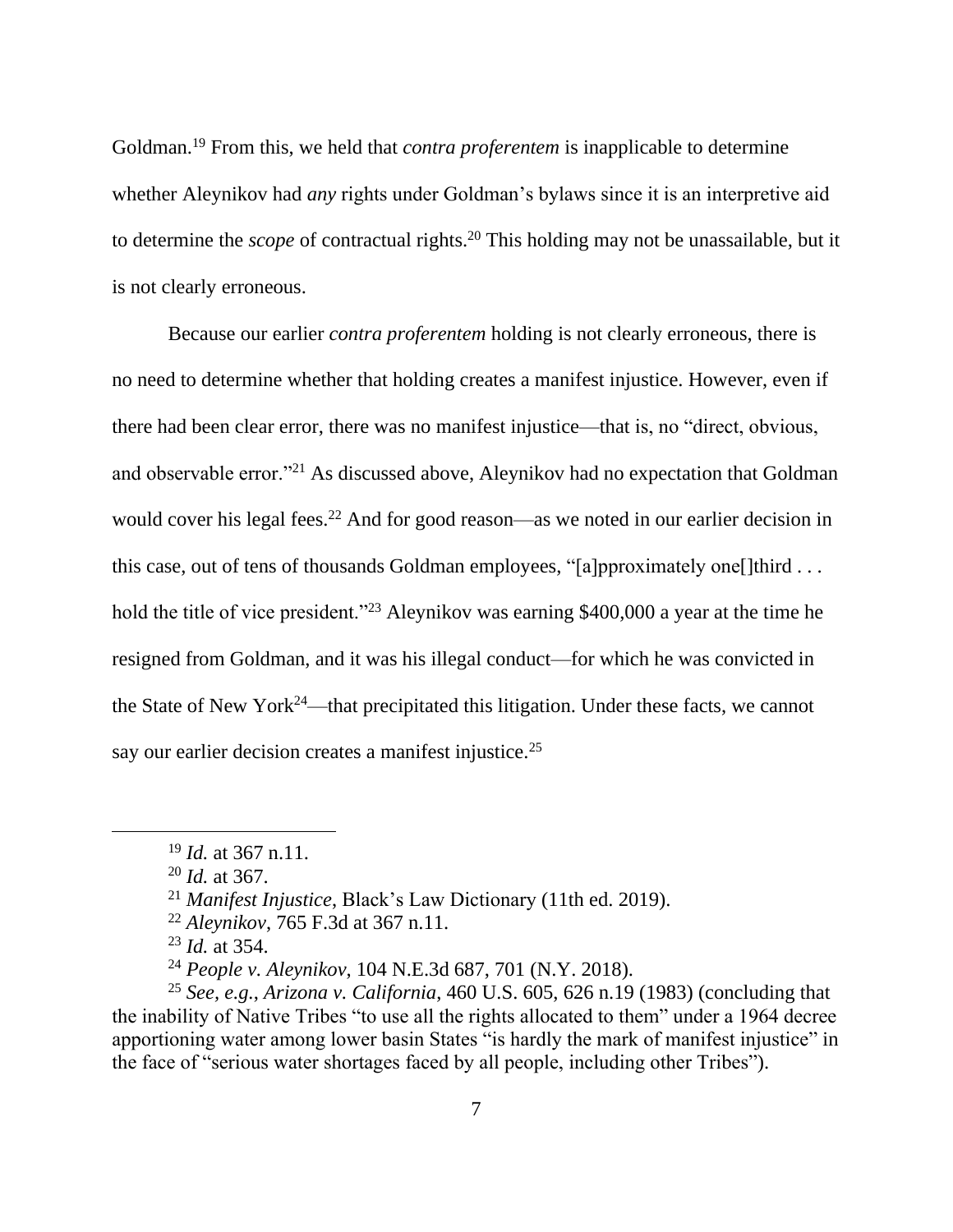Goldman.[19] From this, we held that *contra proferentem* is inapplicable to determine whether Aleynikov had *any* rights under Goldman's bylaws since it is an interpretive aid to determine the *scope* of contractual rights.[20] This holding may not be unassailable, but it is not clearly erroneous.

Because our earlier *contra proferentem* holding is not clearly erroneous, there is no need to determine whether that holding creates a manifest injustice. However, even if there had been clear error, there was no manifest injustice—that is, no "direct, obvious, and observable error."[21] As discussed above, Aleynikov had no expectation that Goldman would cover his legal fees.[22] And for good reason—as we noted in our earlier decision in this case, out of tens of thousands Goldman employees, "[a]pproximately one[]third . . . hold the title of vice president."[23] Aleynikov was earning $400,000 a year at the time he resigned from Goldman, and it was his illegal conduct—for which he was convicted in the State of New York[24]—that precipitated this litigation. Under these facts, we cannot say our earlier decision creates a manifest injustice.[25]

---

[19] *Id.* at 367 n.11.

[20] *Id.* at 367.

[21] *Manifest Injustice*, Black's Law Dictionary (11th ed. 2019).

[22] *Aleynikov*, 765 F.3d at 367 n.11.

[23] *Id.* at 354.

[24] *People v. Aleynikov*, 104 N.E.3d 687, 701 (N.Y. 2018).

[25] *See, e.g.*, *Arizona v. California*, 460 U.S. 605, 626 n.19 (1983) (concluding that the inability of Native Tribes "to use all the rights allocated to them" under a 1964 decree apportioning water among lower basin States "is hardly the mark of manifest injustice" in the face of "serious water shortages faced by all people, including other Tribes").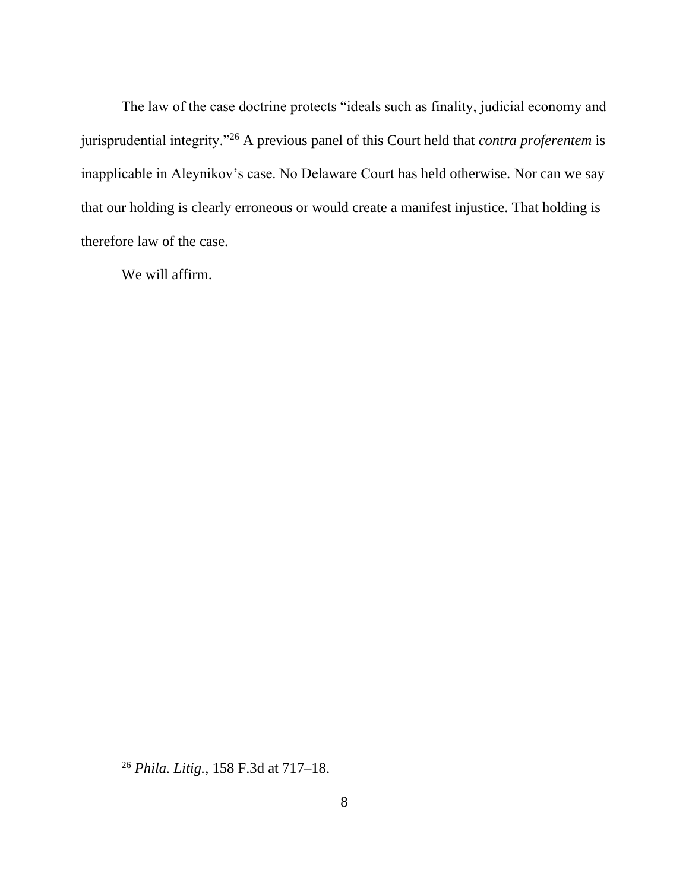The law of the case doctrine protects "ideals such as finality, judicial economy and jurisprudential integrity."[26] A previous panel of this Court held that *contra proferentem* is inapplicable in Aleynikov's case. No Delaware Court has held otherwise. Nor can we say that our holding is clearly erroneous or would create a manifest injustice. That holding is therefore law of the case.

We will affirm.

[26] *Phila. Litig.*, 158 F.3d at 717–18.